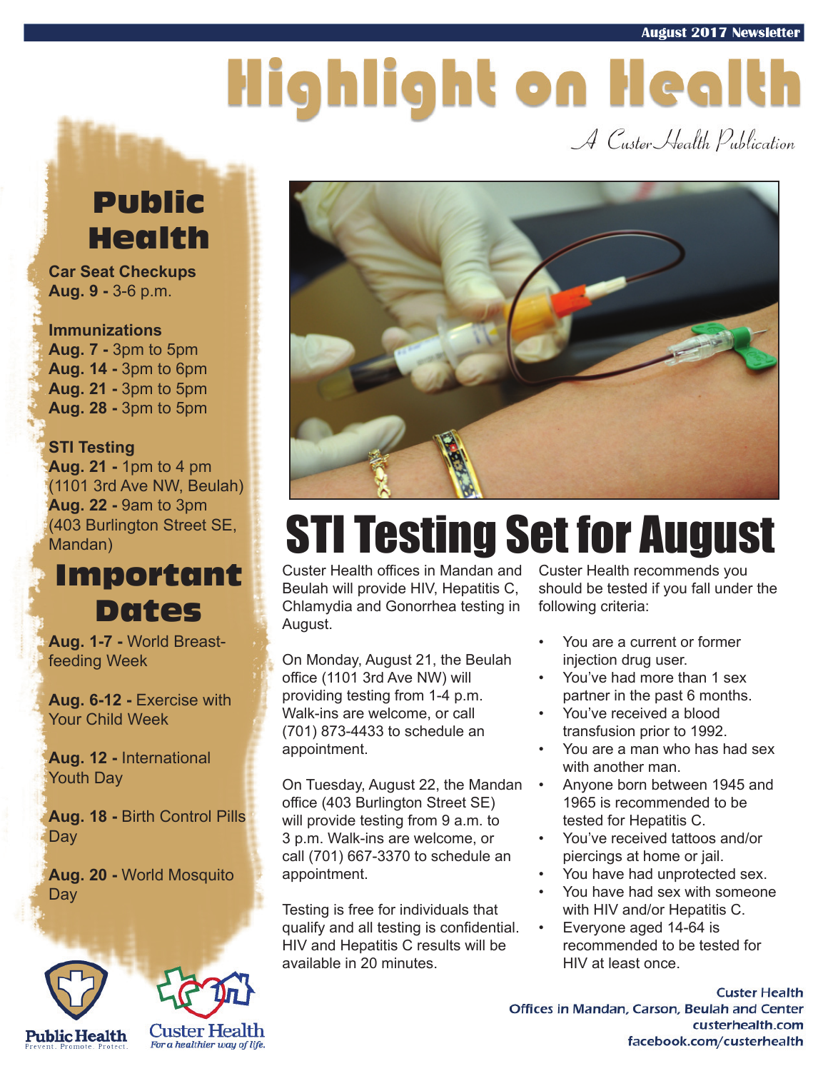August 2017 Newsletter

# Highlight on Health

*A Custer Health Publication*

## Public Health

**Car Seat Checkups**
**Aug. 9 -** 3-6 p.m.

**Immunizations**
**Aug. 7 -** 3pm to 5pm
**Aug. 14 -** 3pm to 6pm
**Aug. 21 -** 3pm to 5pm
**Aug. 28 -** 3pm to 5pm

**STI Testing**
**Aug. 21 -** 1pm to 4 pm (1101 3rd Ave NW, Beulah)
**Aug. 22 -** 9am to 3pm (403 Burlington Street SE, Mandan)

## Important Dates

**Aug. 1-7 -** World Breast-feeding Week

**Aug. 6-12 -** Exercise with Your Child Week

**Aug. 12 -** International Youth Day

**Aug. 18 -** Birth Control Pills Day

**Aug. 20 -** World Mosquito Day

# STI Testing Set for August

Custer Health offices in Mandan and Beulah will provide HIV, Hepatitis C, Chlamydia and Gonorrhea testing in August.

On Monday, August 21, the Beulah office (1101 3rd Ave NW) will providing testing from 1-4 p.m. Walk-ins are welcome, or call (701) 873-4433 to schedule an appointment.

On Tuesday, August 22, the Mandan office (403 Burlington Street SE) will provide testing from 9 a.m. to 3 p.m. Walk-ins are welcome, or call (701) 667-3370 to schedule an appointment.

Testing is free for individuals that qualify and all testing is confidential. HIV and Hepatitis C results will be available in 20 minutes.

Custer Health recommends you should be tested if you fall under the following criteria:

- You are a current or former injection drug user.
- You've had more than 1 sex partner in the past 6 months.
- You've received a blood transfusion prior to 1992.
- You are a man who has had sex with another man.
- Anyone born between 1945 and 1965 is recommended to be tested for Hepatitis C.
- You've received tattoos and/or piercings at home or jail.
- You have had unprotected sex.
- You have had sex with someone with HIV and/or Hepatitis C.
- Everyone aged 14-64 is recommended to be tested for HIV at least once.

Public Health
Prevent. Promote. Protect.

Custer Health
*For a healthier way of life.*

Custer Health
Offices in Mandan, Carson, Beulah and Center
custerhealth.com
facebook.com/custerhealth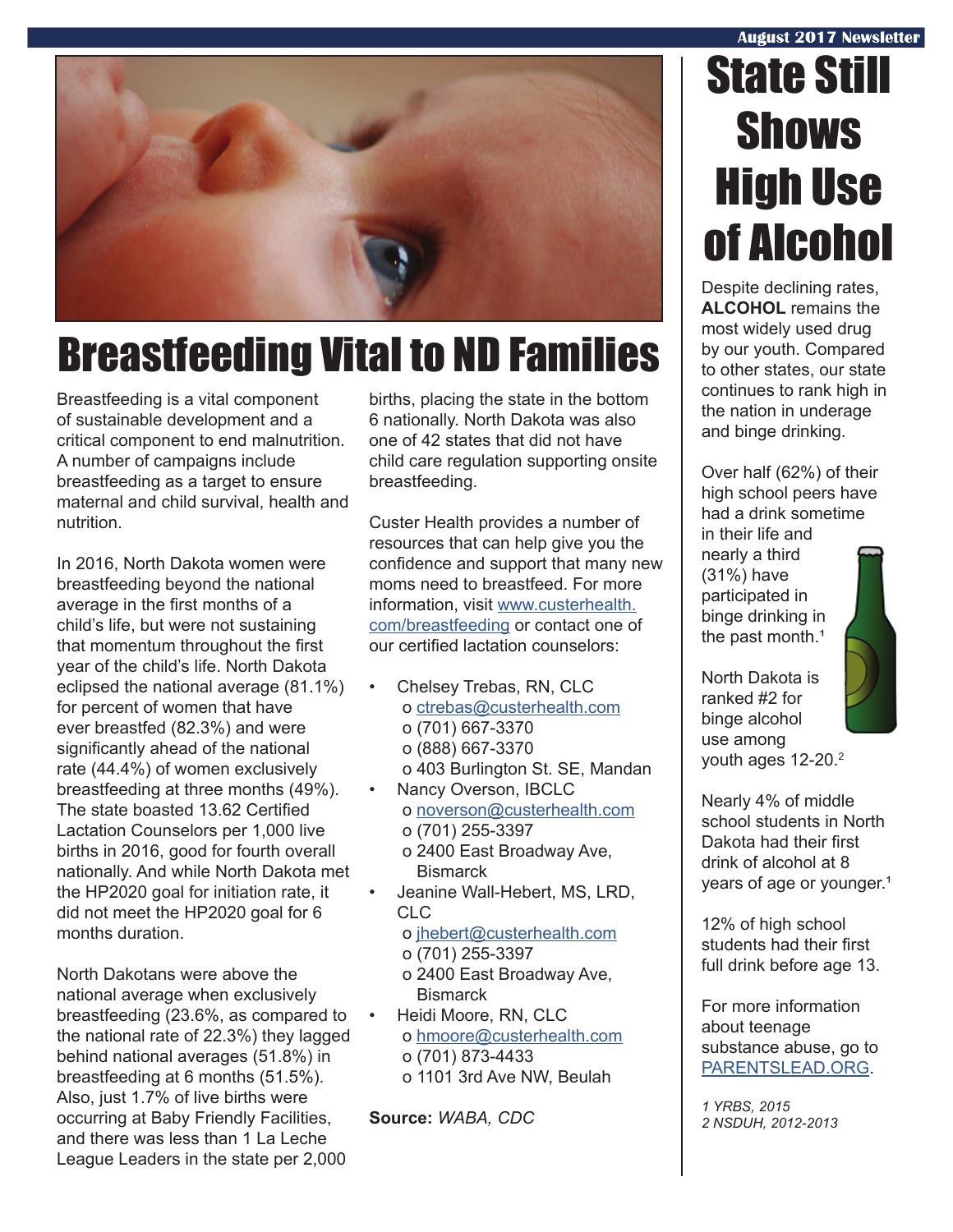# Breastfeeding Vital to ND Families

Breastfeeding is a vital component of sustainable development and a critical component to end malnutrition. A number of campaigns include breastfeeding as a target to ensure maternal and child survival, health and nutrition.

In 2016, North Dakota women were breastfeeding beyond the national average in the first months of a child's life, but were not sustaining that momentum throughout the first year of the child's life. North Dakota eclipsed the national average (81.1%) for percent of women that have ever breastfed (82.3%) and were significantly ahead of the national rate (44.4%) of women exclusively breastfeeding at three months (49%). The state boasted 13.62 Certified Lactation Counselors per 1,000 live births in 2016, good for fourth overall nationally. And while North Dakota met the HP2020 goal for initiation rate, it did not meet the HP2020 goal for 6 months duration.

North Dakotans were above the national average when exclusively breastfeeding (23.6%, as compared to the national rate of 22.3%) they lagged behind national averages (51.8%) in breastfeeding at 6 months (51.5%). Also, just 1.7% of live births were occurring at Baby Friendly Facilities, and there was less than 1 La Leche League Leaders in the state per 2,000 births, placing the state in the bottom 6 nationally. North Dakota was also one of 42 states that did not have child care regulation supporting onsite breastfeeding.

Custer Health provides a number of resources that can help give you the confidence and support that many new moms need to breastfeed. For more information, visit www.custerhealth.com/breastfeeding or contact one of our certified lactation counselors:

- Chelsey Trebas, RN, CLC
  - ctrebas@custerhealth.com
  - (701) 667-3370
  - (888) 667-3370
  - 403 Burlington St. SE, Mandan
- Nancy Overson, IBCLC
  - noverson@custerhealth.com
  - (701) 255-3397
  - 2400 East Broadway Ave, Bismarck
- Jeanine Wall-Hebert, MS, LRD, CLC
  - jhebert@custerhealth.com
  - (701) 255-3397
  - 2400 East Broadway Ave, Bismarck
- Heidi Moore, RN, CLC
  - hmoore@custerhealth.com
  - (701) 873-4433
  - 1101 3rd Ave NW, Beulah

**Source:** *WABA, CDC*

# State Still Shows High Use of Alcohol

Despite declining rates, **ALCOHOL** remains the most widely used drug by our youth. Compared to other states, our state continues to rank high in the nation in underage and binge drinking.

Over half (62%) of their high school peers have had a drink sometime in their life and nearly a third (31%) have participated in binge drinking in the past month.[1]

North Dakota is ranked #2 for binge alcohol use among youth ages 12-20.[2]

Nearly 4% of middle school students in North Dakota had their first drink of alcohol at 8 years of age or younger.[1]

12% of high school students had their first full drink before age 13.

For more information about teenage substance abuse, go to PARENTSLEAD.ORG.

*1 YRBS, 2015*
*2 NSDUH, 2012-2013*